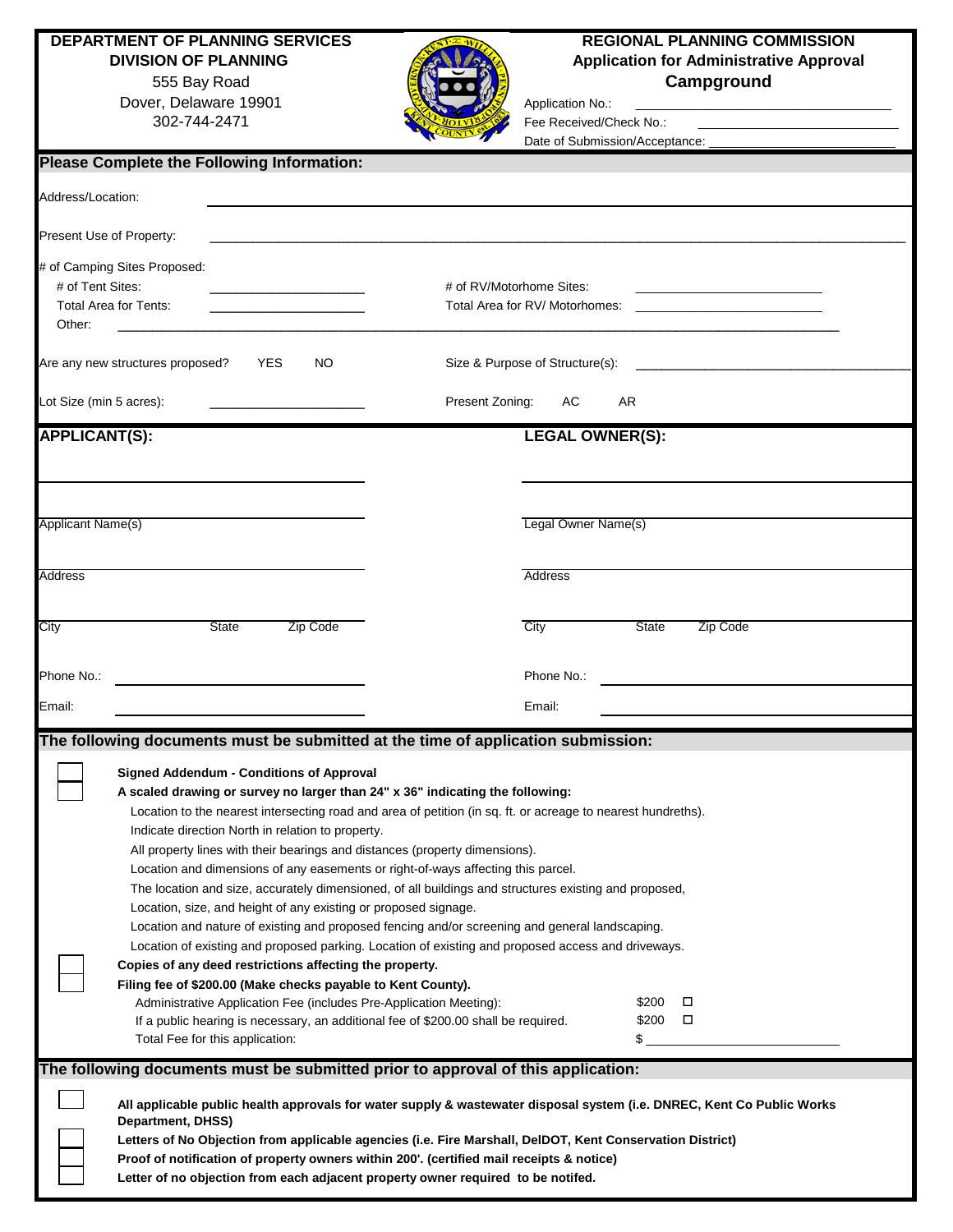**DEPARTMENT OF PLANNING SERVICES**
**DIVISION OF PLANNING**
555 Bay Road
Dover, Delaware 19901
302-744-2471

**REGIONAL PLANNING COMMISSION**
**Application for Administrative Approval**
**Campground**

Application No.: ______________________
Fee Received/Check No.: ______________________
Date of Submission/Acceptance: ______________________

## Please Complete the Following Information:

Address/Location: ______________________

Present Use of Property: ______________________

# of Camping Sites Proposed:
- # of Tent Sites: ______________________
- # of RV/Motorhome Sites: ______________________
- Total Area for Tents: ______________________
- Total Area for RV/ Motorhomes: ______________________
- Other: ______________________

Are any new structures proposed? YES NO

Size & Purpose of Structure(s): ______________________

Lot Size (min 5 acres): ______________________

Present Zoning: AC AR

## APPLICANT(S):

______________________

Applicant Name(s)

Address

City State Zip Code

Phone No.: ______________________

Email: ______________________

## LEGAL OWNER(S):

______________________

Legal Owner Name(s)

Address

City State Zip Code

Phone No.: ______________________

Email: ______________________

## The following documents must be submitted at the time of application submission:

- ☐ **Signed Addendum - Conditions of Approval**
- ☐ **A scaled drawing or survey no larger than 24" x 36" indicating the following:**
  - Location to the nearest intersecting road and area of petition (in sq. ft. or acreage to nearest hundreths).
  - Indicate direction North in relation to property.
  - All property lines with their bearings and distances (property dimensions).
  - Location and dimensions of any easements or right-of-ways affecting this parcel.
  - The location and size, accurately dimensioned, of all buildings and structures existing and proposed,
  - Location, size, and height of any existing or proposed signage.
  - Location and nature of existing and proposed fencing and/or screening and general landscaping.
  - Location of existing and proposed parking. Location of existing and proposed access and driveways.
- ☐ **Copies of any deed restrictions affecting the property.**
- ☐ **Filing fee of $200.00 (Make checks payable to Kent County).**
  - Administrative Application Fee (includes Pre-Application Meeting): $200 ☐
  - If a public hearing is necessary, an additional fee of $200.00 shall be required. $200 ☐
  - Total Fee for this application: $ ______________________

## The following documents must be submitted prior to approval of this application:

- ☐ **All applicable public health approvals for water supply & wastewater disposal system (i.e. DNREC, Kent Co Public Works Department, DHSS)**
- ☐ **Letters of No Objection from applicable agencies (i.e. Fire Marshall, DelDOT, Kent Conservation District)**
- ☐ **Proof of notification of property owners within 200'. (certified mail receipts & notice)**
- ☐ **Letter of no objection from each adjacent property owner required to be notifed.**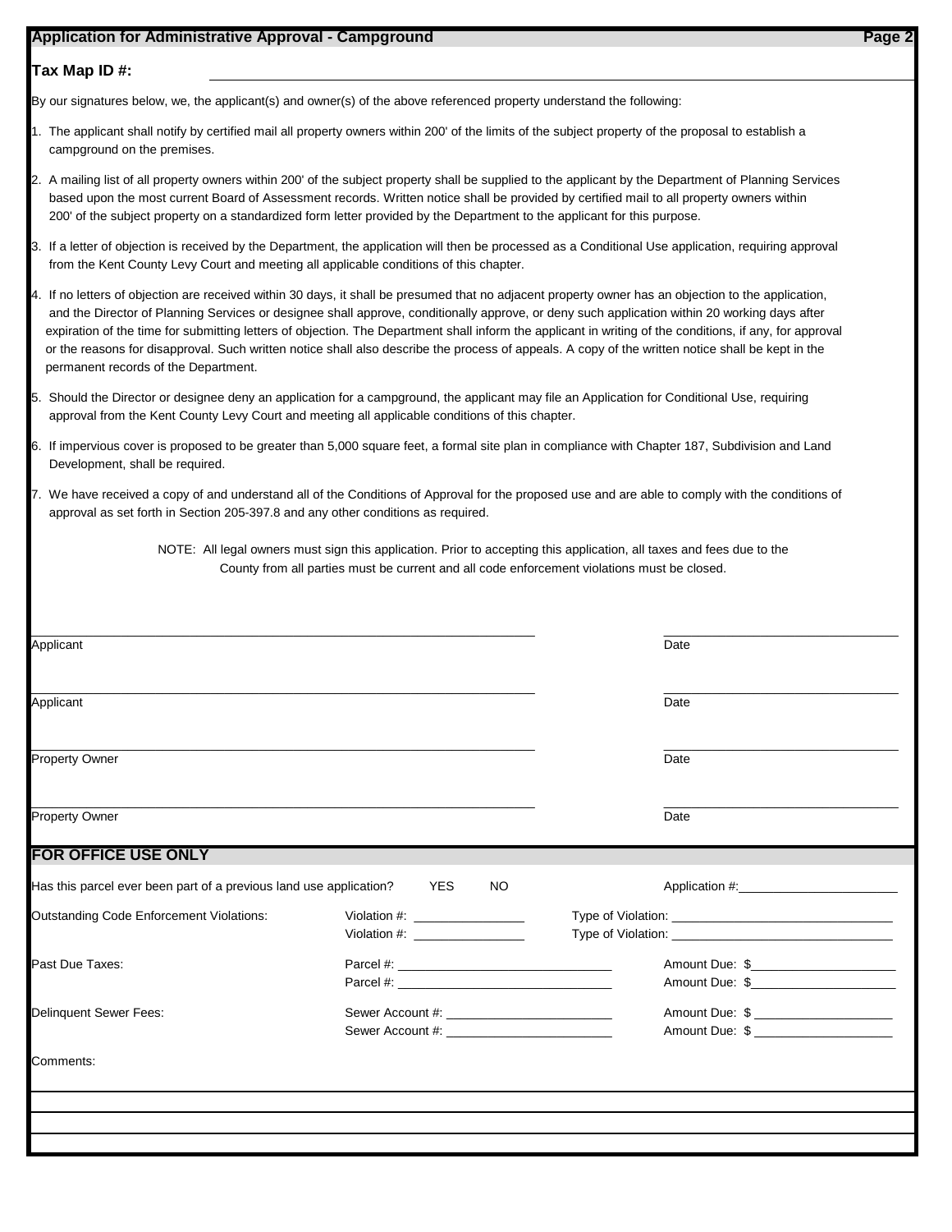## Application for Administrative Approval - Campground

**Tax Map ID #:** ______________________________

By our signatures below, we, the applicant(s) and owner(s) of the above referenced property understand the following:

1. The applicant shall notify by certified mail all property owners within 200' of the limits of the subject property of the proposal to establish a campground on the premises.
2. A mailing list of all property owners within 200' of the subject property shall be supplied to the applicant by the Department of Planning Services based upon the most current Board of Assessment records. Written notice shall be provided by certified mail to all property owners within 200' of the subject property on a standardized form letter provided by the Department to the applicant for this purpose.
3. If a letter of objection is received by the Department, the application will then be processed as a Conditional Use application, requiring approval from the Kent County Levy Court and meeting all applicable conditions of this chapter.
4. If no letters of objection are received within 30 days, it shall be presumed that no adjacent property owner has an objection to the application, and the Director of Planning Services or designee shall approve, conditionally approve, or deny such application within 20 working days after expiration of the time for submitting letters of objection. The Department shall inform the applicant in writing of the conditions, if any, for approval or the reasons for disapproval. Such written notice shall also describe the process of appeals. A copy of the written notice shall be kept in the permanent records of the Department.
5. Should the Director or designee deny an application for a campground, the applicant may file an Application for Conditional Use, requiring approval from the Kent County Levy Court and meeting all applicable conditions of this chapter.
6. If impervious cover is proposed to be greater than 5,000 square feet, a formal site plan in compliance with Chapter 187, Subdivision and Land Development, shall be required.
7. We have received a copy of and understand all of the Conditions of Approval for the proposed use and are able to comply with the conditions of approval as set forth in Section 205-397.8 and any other conditions as required.

NOTE: All legal owners must sign this application. Prior to accepting this application, all taxes and fees due to the County from all parties must be current and all code enforcement violations must be closed.

______________________________ Applicant ______________ Date

______________________________ Applicant ______________ Date

______________________________ Property Owner ______________ Date

______________________________ Property Owner ______________ Date

## FOR OFFICE USE ONLY

Has this parcel ever been part of a previous land use application? YES NO Application #: ____________

Outstanding Code Enforcement Violations:
Violation #: ____________ Type of Violation: ____________
Violation #: ____________ Type of Violation: ____________

Past Due Taxes:
Parcel #: ____________ Amount Due: $____________
Parcel #: ____________ Amount Due: $____________

Delinquent Sewer Fees:
Sewer Account #: ____________ Amount Due: $ ____________
Sewer Account #: ____________ Amount Due: $ ____________

Comments: